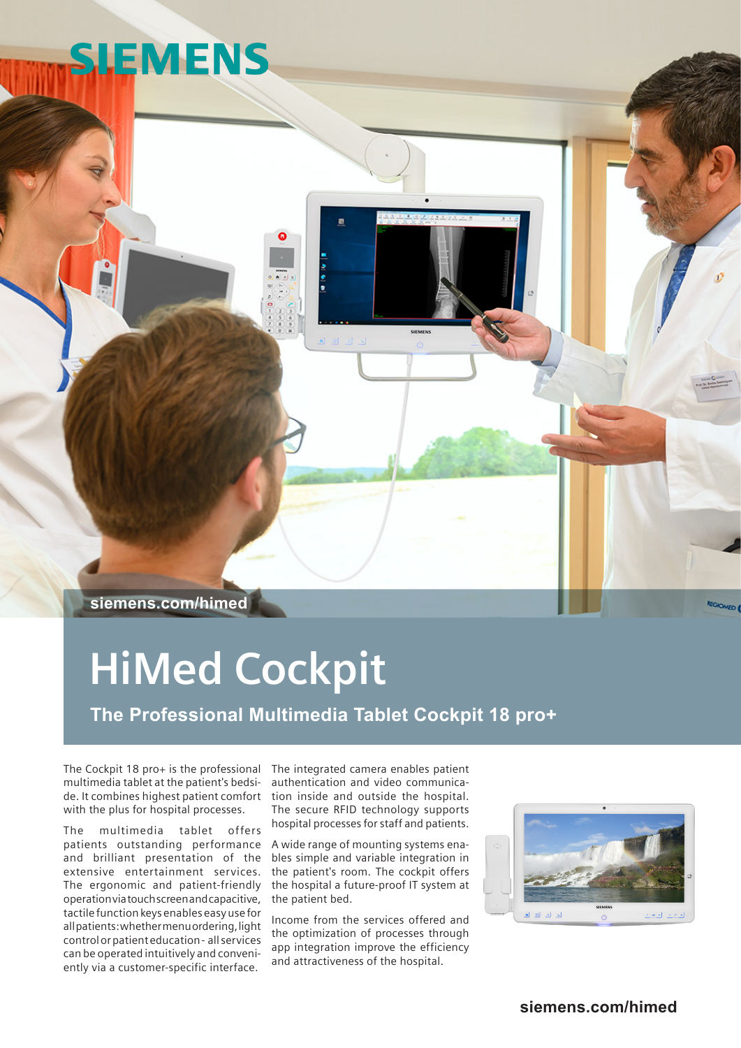SIEMENS

siemens.com/himed

# HiMed Cockpit

## The Professional Multimedia Tablet Cockpit 18 pro+

The Cockpit 18 pro+ is the professional multimedia tablet at the patient's bedside. It combines highest patient comfort with the plus for hospital processes.

The multimedia tablet offers patients outstanding performance and brilliant presentation of the extensive entertainment services. The ergonomic and patient-friendly operation via touchscreen and capacitive, tactile function keys enables easy use for all patients: whether menu ordering, light control or patient education - all services can be operated intuitively and conveniently via a customer-specific interface.

The integrated camera enables patient authentication and video communication inside and outside the hospital. The secure RFID technology supports hospital processes for staff and patients.

A wide range of mounting systems enables simple and variable integration in the patient's room. The cockpit offers the hospital a future-proof IT system at the patient bed.

Income from the services offered and the optimization of processes through app integration improve the efficiency and attractiveness of the hospital.

siemens.com/himed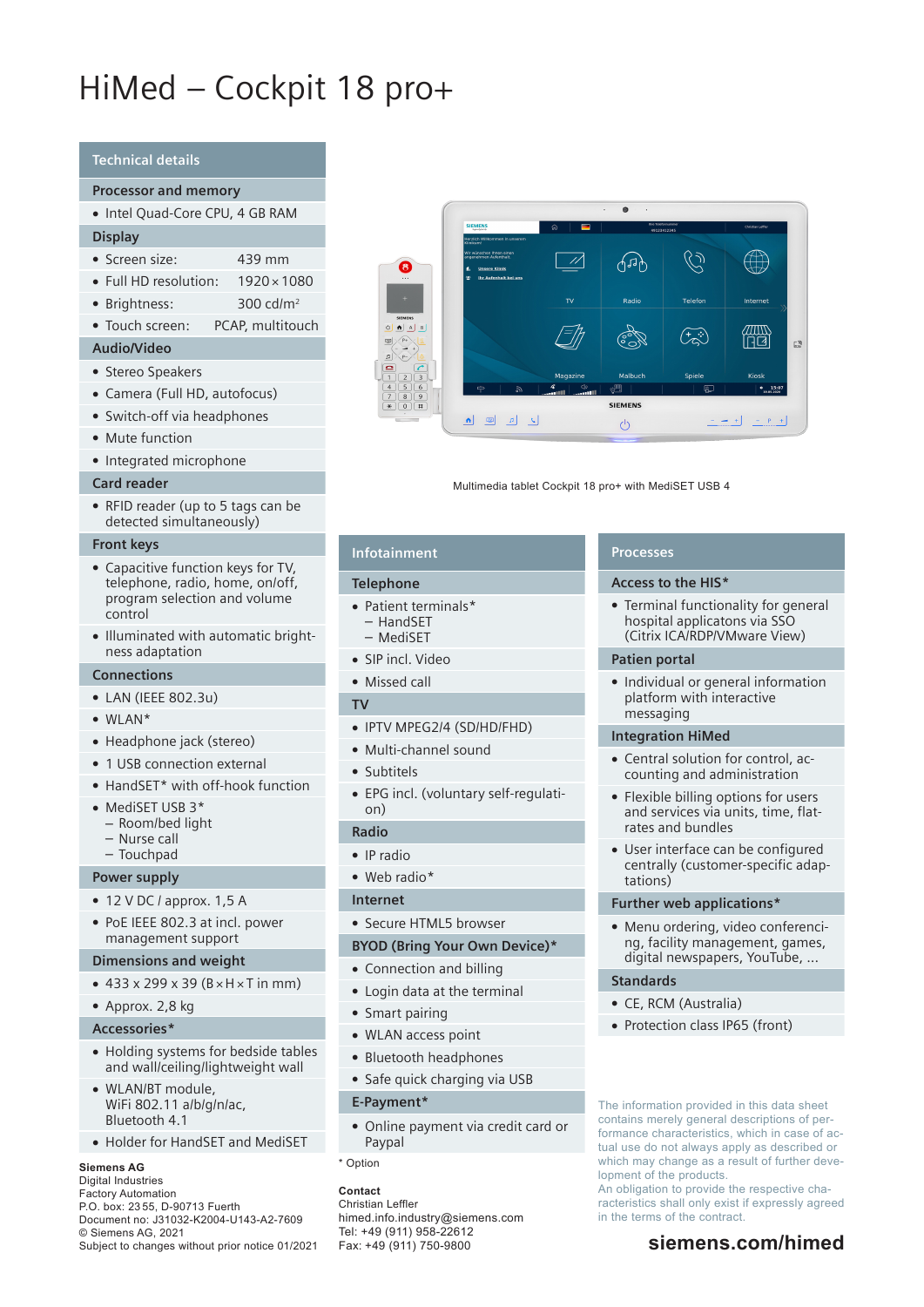# HiMed – Cockpit 18 pro+

## Technical details

### Processor and memory

- Intel Quad-Core CPU, 4 GB RAM

### Display

| | |
|---|---|
| • Screen size: | 439 mm |
| • Full HD resolution: | 1920 × 1080 |
| • Brightness: | 300 cd/m² |
| • Touch screen: | PCAP, multitouch |

### Audio/Video

- Stereo Speakers
- Camera (Full HD, autofocus)
- Switch-off via headphones
- Mute function
- Integrated microphone

### Card reader

- RFID reader (up to 5 tags can be detected simultaneously)

### Front keys

- Capacitive function keys for TV, telephone, radio, home, on/off, program selection and volume control
- Illuminated with automatic brightness adaptation

### Connections

- LAN (IEEE 802.3u)
- WLAN*
- Headphone jack (stereo)
- 1 USB connection external
- HandSET* with off-hook function
- MediSET USB 3*
  - Room/bed light
  - Nurse call
  - Touchpad

### Power supply

- 12 V DC / approx. 1,5 A
- PoE IEEE 802.3 at incl. power management support

### Dimensions and weight

- 433 x 299 x 39 (B × H × T in mm)
- Approx. 2,8 kg

### Accessories*

- Holding systems for bedside tables and wall/ceiling/lightweight wall
- WLAN/BT module, WiFi 802.11 a/b/g/n/ac, Bluetooth 4.1
- Holder for HandSET and MediSET

Multimedia tablet Cockpit 18 pro+ with MediSET USB 4

## Infotainment

### Telephone

- Patient terminals*
  - HandSET
  - MediSET
- SIP incl. Video
- Missed call

### TV

- IPTV MPEG2/4 (SD/HD/FHD)
- Multi-channel sound
- Subtitles
- EPG incl. (voluntary self-regulation)

### Radio

- IP radio
- Web radio*

### Internet

- Secure HTML5 browser

### BYOD (Bring Your Own Device)*

- Connection and billing
- Login data at the terminal
- Smart pairing
- WLAN access point
- Bluetooth headphones
- Safe quick charging via USB

### E-Payment*

- Online payment via credit card or Paypal

* Option

## Processes

### Access to the HIS*

- Terminal functionality for general hospital applicatons via SSO (Citrix ICA/RDP/VMware View)

### Patien portal

- Individual or general information platform with interactive messaging

### Integration HiMed

- Central solution for control, accounting and administration
- Flexible billing options for users and services via units, time, flat-rates and bundles
- User interface can be configured centrally (customer-specific adaptations)

### Further web applications*

- Menu ordering, video conferencing, facility management, games, digital newspapers, YouTube, ...

### Standards

- CE, RCM (Australia)
- Protection class IP65 (front)

The information provided in this data sheet contains merely general descriptions of performance characteristics, which in case of actual use do not always apply as described or which may change as a result of further development of the products.
An obligation to provide the respective characteristics shall only exist if expressly agreed in the terms of the contract.

**Siemens AG**
Digital Industries
Factory Automation
P.O. box: 23 55, D-90713 Fuerth
Document no: J31032-K2004-U143-A2-7609
© Siemens AG, 2021
Subject to changes without prior notice 01/2021

**Contact**
Christian Leffler
himed.info.industry@siemens.com
Tel: +49 (911) 958-22612
Fax: +49 (911) 750-9800

**siemens.com/himed**